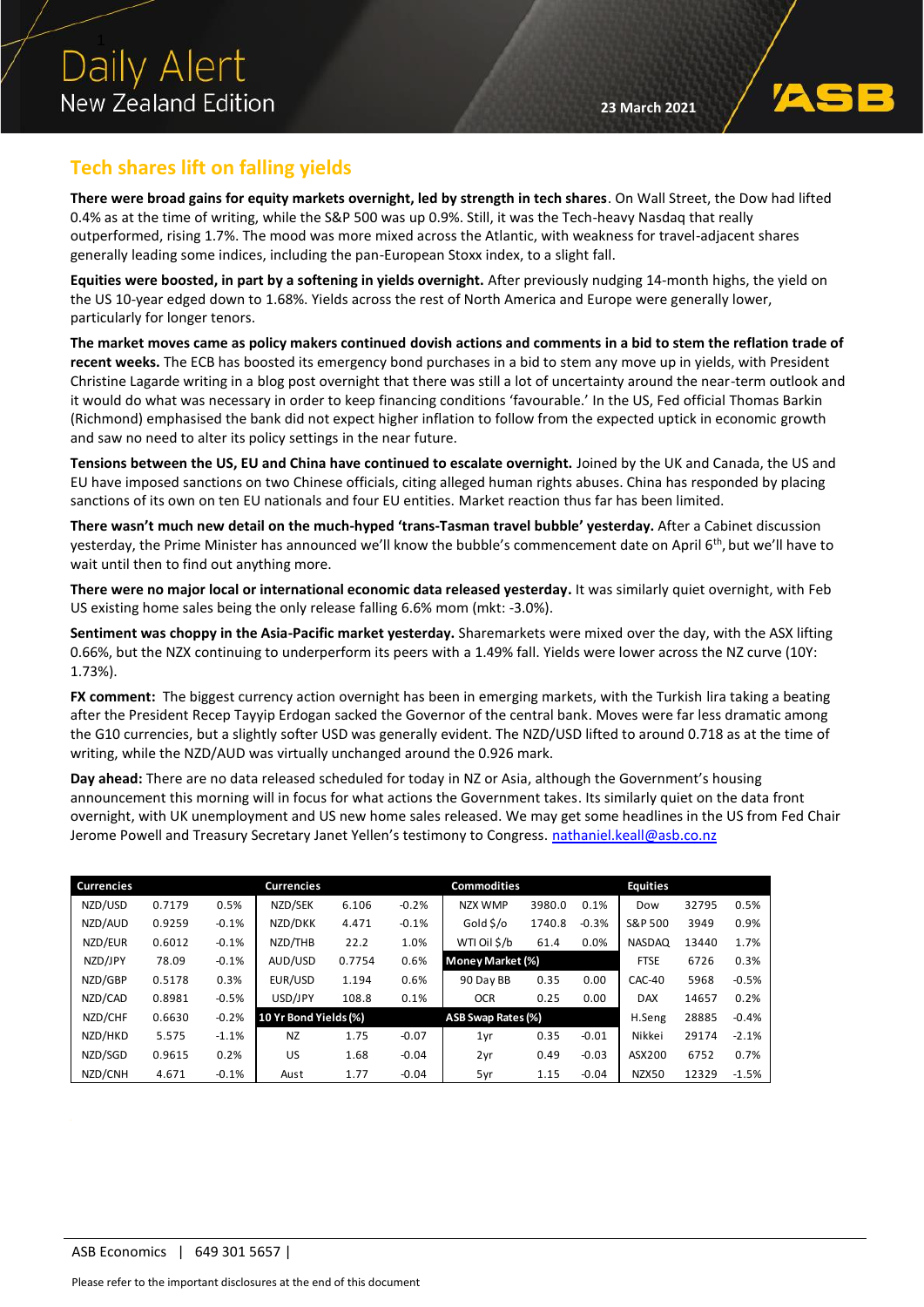# Daily Alert

## New Zealand Edition

23 March 2021

## Tech shares lift on falling yields

**There were broad gains for equity markets overnight, led by strength in tech shares**. On Wall Street, the Dow had lifted 0.4% as at the time of writing, while the S&P 500 was up 0.9%. Still, it was the Tech-heavy Nasdaq that really outperformed, rising 1.7%. The mood was more mixed across the Atlantic, with weakness for travel-adjacent shares generally leading some indices, including the pan-European Stoxx index, to a slight fall.

**Equities were boosted, in part by a softening in yields overnight.** After previously nudging 14-month highs, the yield on the US 10-year edged down to 1.68%. Yields across the rest of North America and Europe were generally lower, particularly for longer tenors.

**The market moves came as policy makers continued dovish actions and comments in a bid to stem the reflation trade of recent weeks.** The ECB has boosted its emergency bond purchases in a bid to stem any move up in yields, with President Christine Lagarde writing in a blog post overnight that there was still a lot of uncertainty around the near-term outlook and it would do what was necessary in order to keep financing conditions 'favourable.' In the US, Fed official Thomas Barkin (Richmond) emphasised the bank did not expect higher inflation to follow from the expected uptick in economic growth and saw no need to alter its policy settings in the near future.

**Tensions between the US, EU and China have continued to escalate overnight.** Joined by the UK and Canada, the US and EU have imposed sanctions on two Chinese officials, citing alleged human rights abuses. China has responded by placing sanctions of its own on ten EU nationals and four EU entities. Market reaction thus far has been limited.

**There wasn't much new detail on the much-hyped 'trans-Tasman travel bubble' yesterday.** After a Cabinet discussion yesterday, the Prime Minister has announced we'll know the bubble's commencement date on April 6th, but we'll have to wait until then to find out anything more.

**There were no major local or international economic data released yesterday.** It was similarly quiet overnight, with Feb US existing home sales being the only release falling 6.6% mom (mkt: -3.0%).

**Sentiment was choppy in the Asia-Pacific market yesterday.** Sharemarkets were mixed over the day, with the ASX lifting 0.66%, but the NZX continuing to underperform its peers with a 1.49% fall. Yields were lower across the NZ curve (10Y: 1.73%).

**FX comment:** The biggest currency action overnight has been in emerging markets, with the Turkish lira taking a beating after the President Recep Tayyip Erdogan sacked the Governor of the central bank. Moves were far less dramatic among the G10 currencies, but a slightly softer USD was generally evident. The NZD/USD lifted to around 0.718 as at the time of writing, while the NZD/AUD was virtually unchanged around the 0.926 mark.

**Day ahead:** There are no data released scheduled for today in NZ or Asia, although the Government's housing announcement this morning will in focus for what actions the Government takes. Its similarly quiet on the data front overnight, with UK unemployment and US new home sales released. We may get some headlines in the US from Fed Chair Jerome Powell and Treasury Secretary Janet Yellen's testimony to Congress. nathaniel.keall@asb.co.nz

| Currencies | | | Currencies | | | Commodities | | | Equities | | |
|---|---|---|---|---|---|---|---|---|---|---|---|
| NZD/USD | 0.7179 | 0.5% | NZD/SEK | 6.106 | -0.2% | NZX WMP | 3980.0 | 0.1% | Dow | 32795 | 0.5% |
| NZD/AUD | 0.9259 | -0.1% | NZD/DKK | 4.471 | -0.1% | Gold $/o | 1740.8 | -0.3% | S&P 500 | 3949 | 0.9% |
| NZD/EUR | 0.6012 | -0.1% | NZD/THB | 22.2 | 1.0% | WTI Oil $/b | 61.4 | 0.0% | NASDAQ | 13440 | 1.7% |
| NZD/JPY | 78.09 | -0.1% | AUD/USD | 0.7754 | 0.6% | **Money Market (%)** | | | FTSE | 6726 | 0.3% |
| NZD/GBP | 0.5178 | 0.3% | EUR/USD | 1.194 | 0.6% | 90 Day BB | 0.35 | 0.00 | CAC-40 | 5968 | -0.5% |
| NZD/CAD | 0.8981 | -0.5% | USD/JPY | 108.8 | 0.1% | OCR | 0.25 | 0.00 | DAX | 14657 | 0.2% |
| NZD/CHF | 0.6630 | -0.2% | **10 Yr Bond Yields (%)** | | | **ASB Swap Rates (%)** | | | H.Seng | 28885 | -0.4% |
| NZD/HKD | 5.575 | -1.1% | NZ | 1.75 | -0.07 | 1yr | 0.35 | -0.01 | Nikkei | 29174 | -2.1% |
| NZD/SGD | 0.9615 | 0.2% | US | 1.68 | -0.04 | 2yr | 0.49 | -0.03 | ASX200 | 6752 | 0.7% |
| NZD/CNH | 4.671 | -0.1% | Aust | 1.77 | -0.04 | 5yr | 1.15 | -0.04 | NZX50 | 12329 | -1.5% |

ASB Economics | 649 301 5657 |

Please refer to the important disclosures at the end of this document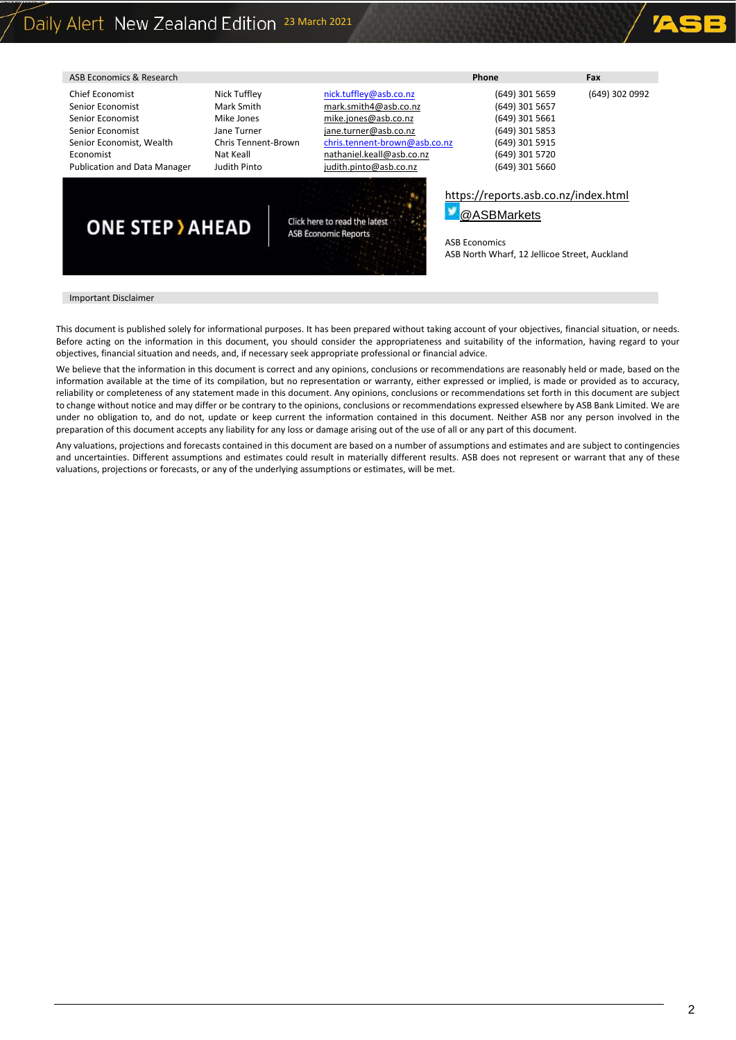| ASB Economics & Research | | | Phone | Fax |
| --- | --- | --- | --- | --- |
| Chief Economist | Nick Tuffley | nick.tuffley@asb.co.nz | (649) 301 5659 | (649) 302 0992 |
| Senior Economist | Mark Smith | mark.smith4@asb.co.nz | (649) 301 5657 | |
| Senior Economist | Mike Jones | mike.jones@asb.co.nz | (649) 301 5661 | |
| Senior Economist | Jane Turner | jane.turner@asb.co.nz | (649) 301 5853 | |
| Senior Economist, Wealth | Chris Tennent-Brown | chris.tennent-brown@asb.co.nz | (649) 301 5915 | |
| Economist | Nat Keall | nathaniel.keall@asb.co.nz | (649) 301 5720 | |
| Publication and Data Manager | Judith Pinto | judith.pinto@asb.co.nz | (649) 301 5660 | |

ONE STEP ❯ AHEAD

Click here to read the latest ASB Economic Reports

https://reports.asb.co.nz/index.html

@ASBMarkets

ASB Economics
ASB North Wharf, 12 Jellicoe Street, Auckland

## Important Disclaimer

This document is published solely for informational purposes. It has been prepared without taking account of your objectives, financial situation, or needs. Before acting on the information in this document, you should consider the appropriateness and suitability of the information, having regard to your objectives, financial situation and needs, and, if necessary seek appropriate professional or financial advice.

We believe that the information in this document is correct and any opinions, conclusions or recommendations are reasonably held or made, based on the information available at the time of its compilation, but no representation or warranty, either expressed or implied, is made or provided as to accuracy, reliability or completeness of any statement made in this document. Any opinions, conclusions or recommendations set forth in this document are subject to change without notice and may differ or be contrary to the opinions, conclusions or recommendations expressed elsewhere by ASB Bank Limited. We are under no obligation to, and do not, update or keep current the information contained in this document. Neither ASB nor any person involved in the preparation of this document accepts any liability for any loss or damage arising out of the use of all or any part of this document.

Any valuations, projections and forecasts contained in this document are based on a number of assumptions and estimates and are subject to contingencies and uncertainties. Different assumptions and estimates could result in materially different results. ASB does not represent or warrant that any of these valuations, projections or forecasts, or any of the underlying assumptions or estimates, will be met.